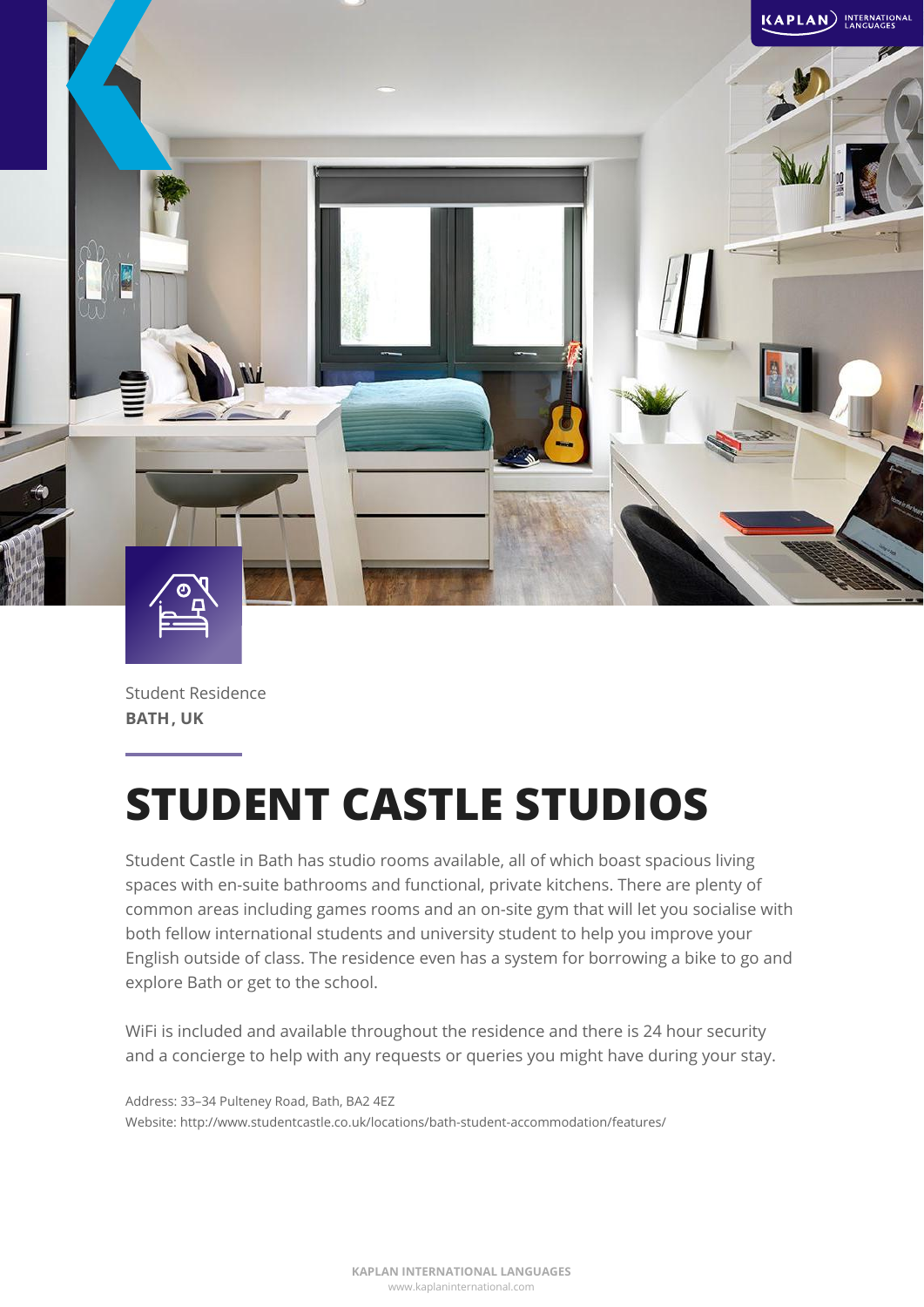Student Residence
**BATH, UK**

# STUDENT CASTLE STUDIOS

Student Castle in Bath has studio rooms available, all of which boast spacious living spaces with en-suite bathrooms and functional, private kitchens. There are plenty of common areas including games rooms and an on-site gym that will let you socialise with both fellow international students and university student to help you improve your English outside of class. The residence even has a system for borrowing a bike to go and explore Bath or get to the school.

WiFi is included and available throughout the residence and there is 24 hour security and a concierge to help with any requests or queries you might have during your stay.

Address: 33–34 Pulteney Road, Bath, BA2 4EZ
Website: http://www.studentcastle.co.uk/locations/bath-student-accommodation/features/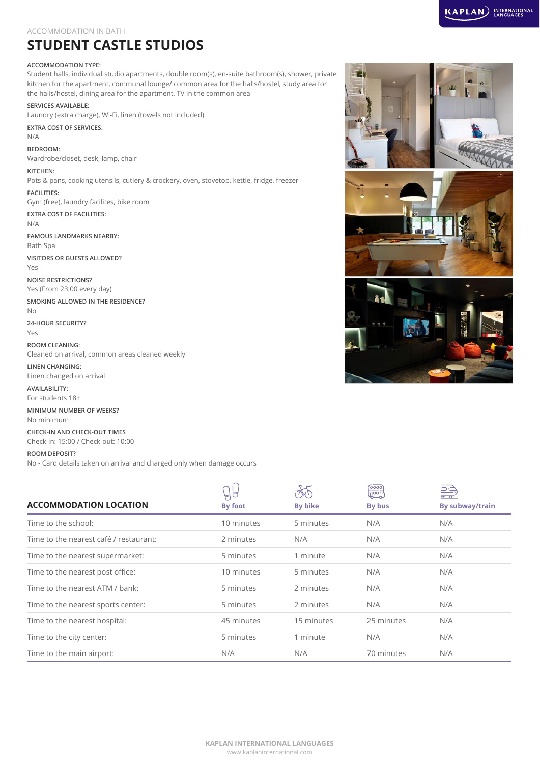ACCOMMODATION IN BATH

# STUDENT CASTLE STUDIOS

**ACCOMMODATION TYPE:**
Student halls, individual studio apartments, double room(s), en-suite bathroom(s), shower, private kitchen for the apartment, communal lounge/ common area for the halls/hostel, study area for the halls/hostel, dining area for the apartment, TV in the common area

**SERVICES AVAILABLE:**
Laundry (extra charge), Wi-Fi, linen (towels not included)

**EXTRA COST OF SERVICES:**
N/A

**BEDROOM:**
Wardrobe/closet, desk, lamp, chair

**KITCHEN:**
Pots & pans, cooking utensils, cutlery & crockery, oven, stovetop, kettle, fridge, freezer

**FACILITIES:**
Gym (free), laundry facilites, bike room

**EXTRA COST OF FACILITIES:**
N/A

**FAMOUS LANDMARKS NEARBY:**
Bath Spa

**VISITORS OR GUESTS ALLOWED?**
Yes

**NOISE RESTRICTIONS?**
Yes (From 23:00 every day)

**SMOKING ALLOWED IN THE RESIDENCE?**
No

**24-HOUR SECURITY?**
Yes

**ROOM CLEANING:**
Cleaned on arrival, common areas cleaned weekly

**LINEN CHANGING:**
Linen changed on arrival

**AVAILABILITY:**
For students 18+

**MINIMUM NUMBER OF WEEKS?**
No minimum

**CHECK-IN AND CHECK-OUT TIMES**
Check-in: 15:00 / Check-out: 10:00

**ROOM DEPOSIT?**
No - Card details taken on arrival and charged only when damage occurs

| ACCOMMODATION LOCATION | By foot | By bike | By bus | By subway/train |
|---|---|---|---|---|
| Time to the school: | 10 minutes | 5 minutes | N/A | N/A |
| Time to the nearest café / restaurant: | 2 minutes | N/A | N/A | N/A |
| Time to the nearest supermarket: | 5 minutes | 1 minute | N/A | N/A |
| Time to the nearest post office: | 10 minutes | 5 minutes | N/A | N/A |
| Time to the nearest ATM / bank: | 5 minutes | 2 minutes | N/A | N/A |
| Time to the nearest sports center: | 5 minutes | 2 minutes | N/A | N/A |
| Time to the nearest hospital: | 45 minutes | 15 minutes | 25 minutes | N/A |
| Time to the city center: | 5 minutes | 1 minute | N/A | N/A |
| Time to the main airport: | N/A | N/A | 70 minutes | N/A |